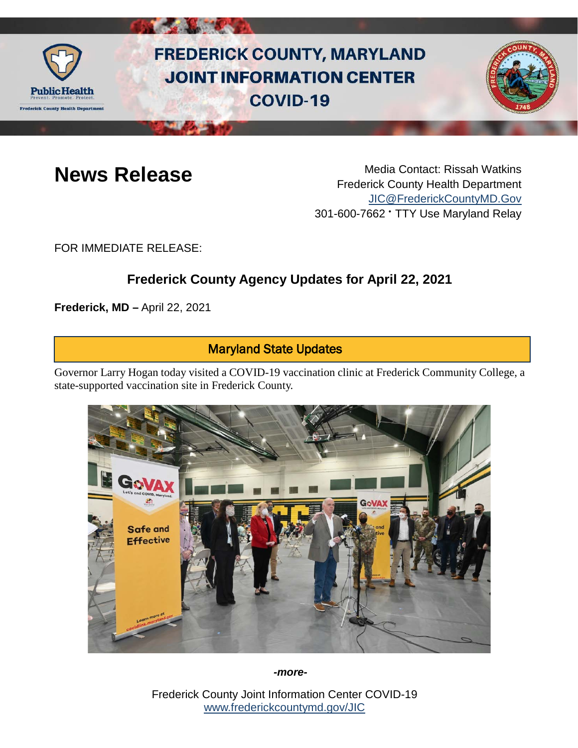# FREDERICK COUNTY, MARYLAND JOINT INFORMATION CENTER COVID-19

## News Release

Media Contact: Rissah Watkins
Frederick County Health Department
JIC@FrederickCountyMD.Gov
301-600-7662 • TTY Use Maryland Relay

FOR IMMEDIATE RELEASE:

### Frederick County Agency Updates for April 22, 2021

**Frederick, MD –** April 22, 2021

### Maryland State Updates

Governor Larry Hogan today visited a COVID-19 vaccination clinic at Frederick Community College, a state-supported vaccination site in Frederick County.

*-more-*

Frederick County Joint Information Center COVID-19
www.frederickcountymd.gov/JIC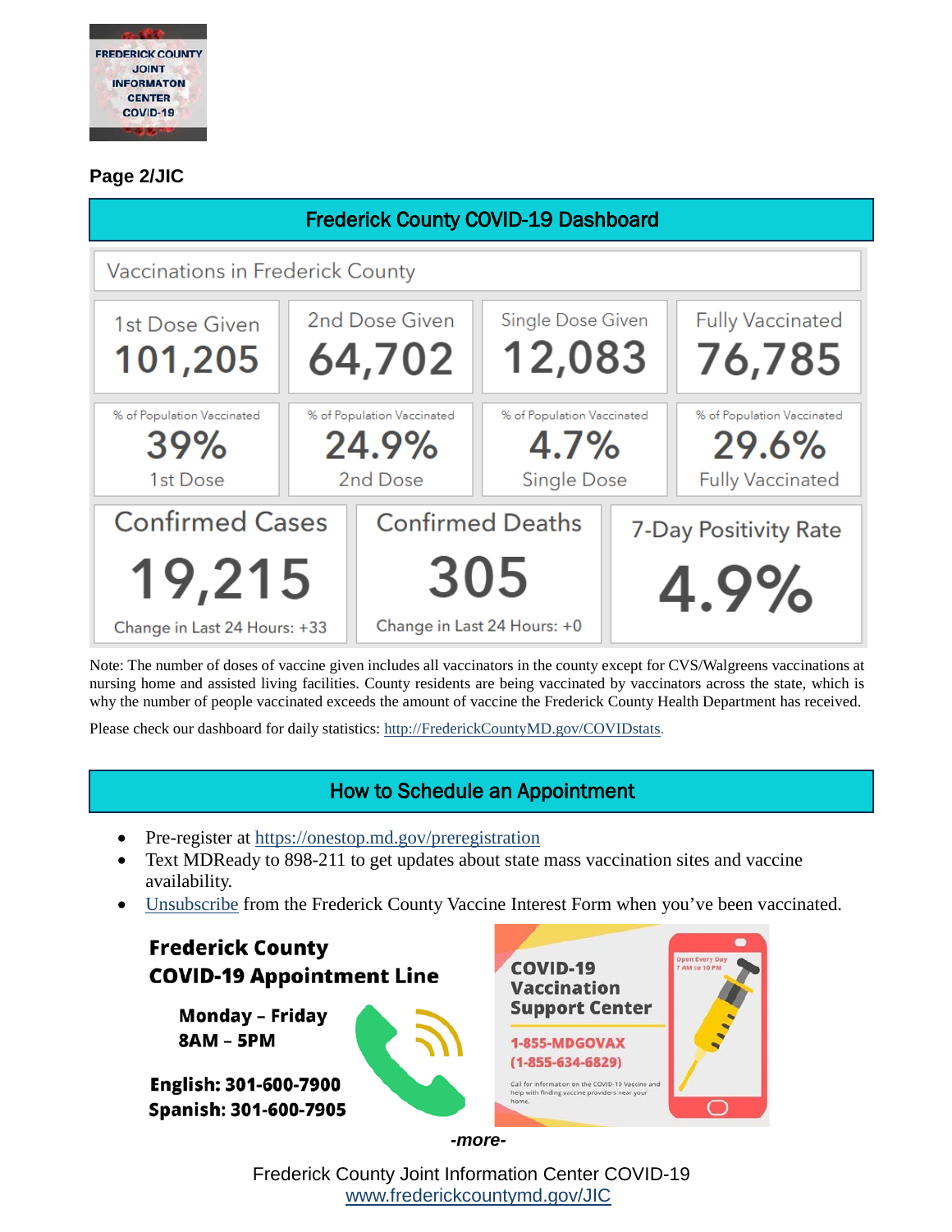**Page 2/JIC**

## Frederick County COVID-19 Dashboard

### Vaccinations in Frederick County

| 1st Dose Given | 2nd Dose Given | Single Dose Given | Fully Vaccinated |
|---|---|---|---|
| 101,205 | 64,702 | 12,083 | 76,785 |
| % of Population Vaccinated 39% 1st Dose | % of Population Vaccinated 24.9% 2nd Dose | % of Population Vaccinated 4.7% Single Dose | % of Population Vaccinated 29.6% Fully Vaccinated |

| Confirmed Cases | Confirmed Deaths | 7-Day Positivity Rate |
|---|---|---|
| 19,215 | 305 | 4.9% |
| Change in Last 24 Hours: +33 | Change in Last 24 Hours: +0 | |

Note: The number of doses of vaccine given includes all vaccinators in the county except for CVS/Walgreens vaccinations at nursing home and assisted living facilities. County residents are being vaccinated by vaccinators across the state, which is why the number of people vaccinated exceeds the amount of vaccine the Frederick County Health Department has received.

Please check our dashboard for daily statistics: http://FrederickCountyMD.gov/COVIDstats.

## How to Schedule an Appointment

- Pre-register at https://onestop.md.gov/preregistration
- Text MDReady to 898-211 to get updates about state mass vaccination sites and vaccine availability.
- Unsubscribe from the Frederick County Vaccine Interest Form when you've been vaccinated.

**Frederick County COVID-19 Appointment Line**

**Monday – Friday**
**8AM – 5PM**

**English: 301-600-7900**
**Spanish: 301-600-7905**

**COVID-19 Vaccination Support Center**

Open Every Day 7 AM to 10 PM

**1-855-MDGOVAX (1-855-634-6829)**

Call for information on the COVID-19 Vaccine and help with finding vaccine providers near your home.

*-more-*

Frederick County Joint Information Center COVID-19
www.frederickcountymd.gov/JIC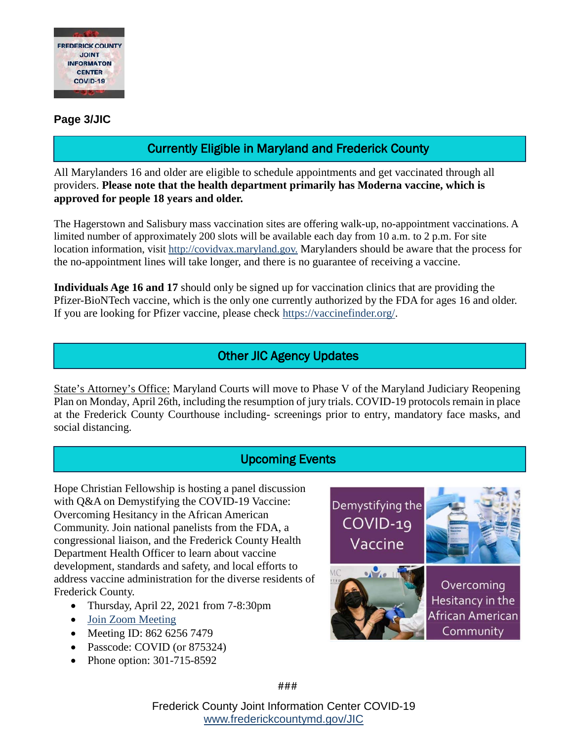**Page 3/JIC**

## Currently Eligible in Maryland and Frederick County

All Marylanders 16 and older are eligible to schedule appointments and get vaccinated through all providers. **Please note that the health department primarily has Moderna vaccine, which is approved for people 18 years and older.**

The Hagerstown and Salisbury mass vaccination sites are offering walk-up, no-appointment vaccinations. A limited number of approximately 200 slots will be available each day from 10 a.m. to 2 p.m. For site location information, visit http://covidvax.maryland.gov. Marylanders should be aware that the process for the no-appointment lines will take longer, and there is no guarantee of receiving a vaccine.

**Individuals Age 16 and 17** should only be signed up for vaccination clinics that are providing the Pfizer-BioNTech vaccine, which is the only one currently authorized by the FDA for ages 16 and older. If you are looking for Pfizer vaccine, please check https://vaccinefinder.org/.

## Other JIC Agency Updates

State's Attorney's Office: Maryland Courts will move to Phase V of the Maryland Judiciary Reopening Plan on Monday, April 26th, including the resumption of jury trials. COVID-19 protocols remain in place at the Frederick County Courthouse including- screenings prior to entry, mandatory face masks, and social distancing.

## Upcoming Events

Hope Christian Fellowship is hosting a panel discussion with Q&A on Demystifying the COVID-19 Vaccine: Overcoming Hesitancy in the African American Community. Join national panelists from the FDA, a congressional liaison, and the Frederick County Health Department Health Officer to learn about vaccine development, standards and safety, and local efforts to address vaccine administration for the diverse residents of Frederick County.

- Thursday, April 22, 2021 from 7-8:30pm
- Join Zoom Meeting
- Meeting ID: 862 6256 7479
- Passcode: COVID (or 875324)
- Phone option: 301-715-8592

###

Frederick County Joint Information Center COVID-19
www.frederickcountymd.gov/JIC